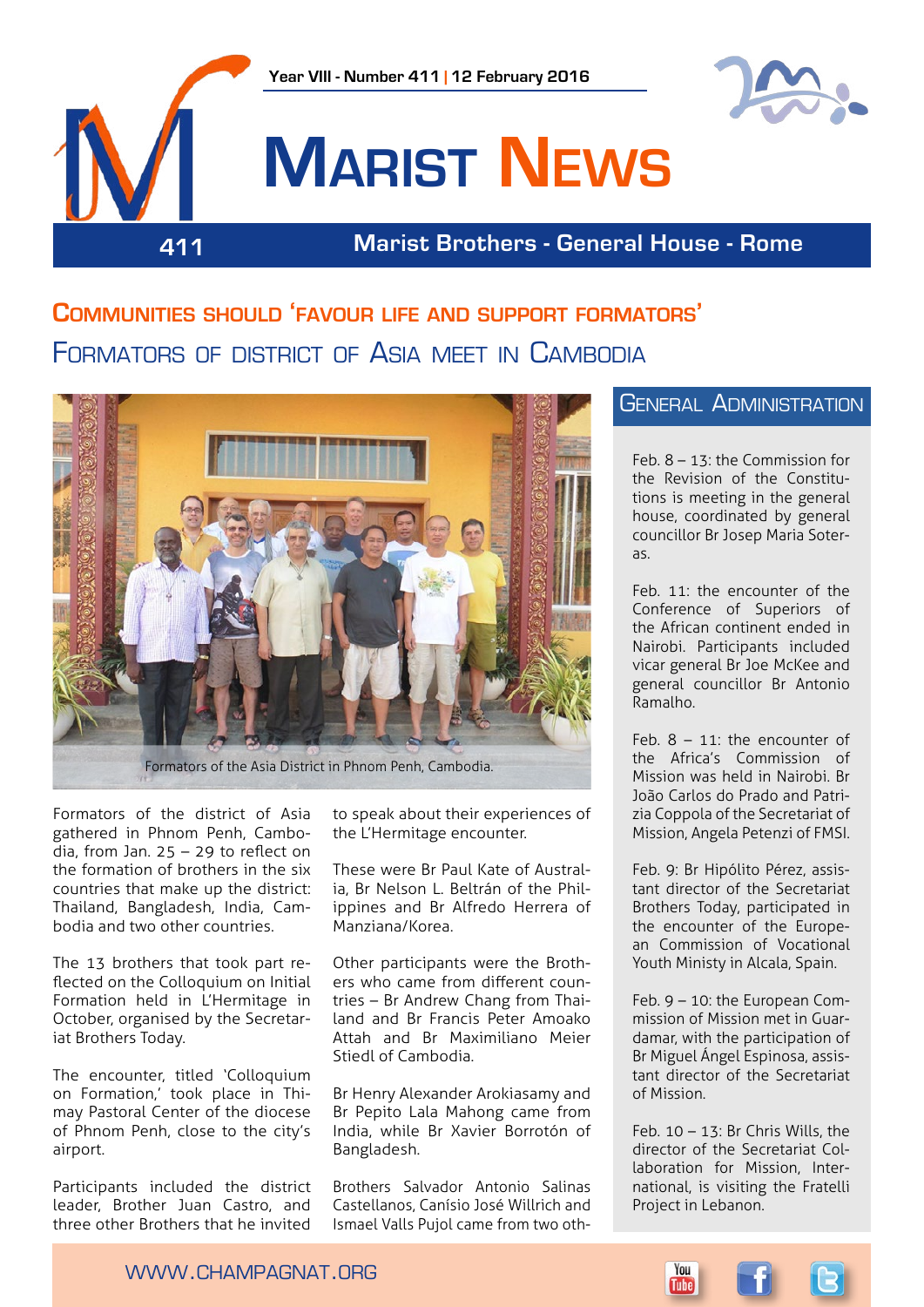Year VIII - Number 411 | 12 February 2016

# Marist News

411 Marist Brothers - General House - Rome

## Communities should 'favour life and support formators'

## Formators of district of Asia meet in Cambodia

Formators of the Asia District in Phnom Penh, Cambodia.

Formators of the district of Asia gathered in Phnom Penh, Cambodia, from Jan. 25 – 29 to reflect on the formation of brothers in the six countries that make up the district: Thailand, Bangladesh, India, Cambodia and two other countries.

The 13 brothers that took part reflected on the Colloquium on Initial Formation held in L'Hermitage in October, organised by the Secretariat Brothers Today.

The encounter, titled 'Colloquium on Formation,' took place in Thimay Pastoral Center of the diocese of Phnom Penh, close to the city's airport.

Participants included the district leader, Brother Juan Castro, and three other Brothers that he invited to speak about their experiences of the L'Hermitage encounter.

These were Br Paul Kate of Australia, Br Nelson L. Beltrán of the Philippines and Br Alfredo Herrera of Manziana/Korea.

Other participants were the Brothers who came from different countries – Br Andrew Chang from Thailand and Br Francis Peter Amoako Attah and Br Maximiliano Meier Stiedl of Cambodia.

Br Henry Alexander Arokiasamy and Br Pepito Lala Mahong came from India, while Br Xavier Borrotón of Bangladesh.

Brothers Salvador Antonio Salinas Castellanos, Canísio José Willrich and Ismael Valls Pujol came from two oth-

## General Administration

Feb. 8 – 13: the Commission for the Revision of the Constitutions is meeting in the general house, coordinated by general councillor Br Josep Maria Soteras.

Feb. 11: the encounter of the Conference of Superiors of the African continent ended in Nairobi. Participants included vicar general Br Joe McKee and general councillor Br Antonio Ramalho.

Feb. 8 – 11: the encounter of the Africa's Commission of Mission was held in Nairobi. Br João Carlos do Prado and Patrizia Coppola of the Secretariat of Mission, Angela Petenzi of FMSI.

Feb. 9: Br Hipólito Pérez, assistant director of the Secretariat Brothers Today, participated in the encounter of the European Commission of Vocational Youth Ministy in Alcala, Spain.

Feb. 9 – 10: the European Commission of Mission met in Guardamar, with the participation of Br Miguel Ángel Espinosa, assistant director of the Secretariat of Mission.

Feb. 10 – 13: Br Chris Wills, the director of the Secretariat Collaboration for Mission, International, is visiting the Fratelli Project in Lebanon.

WWW.CHAMPAGNAT.ORG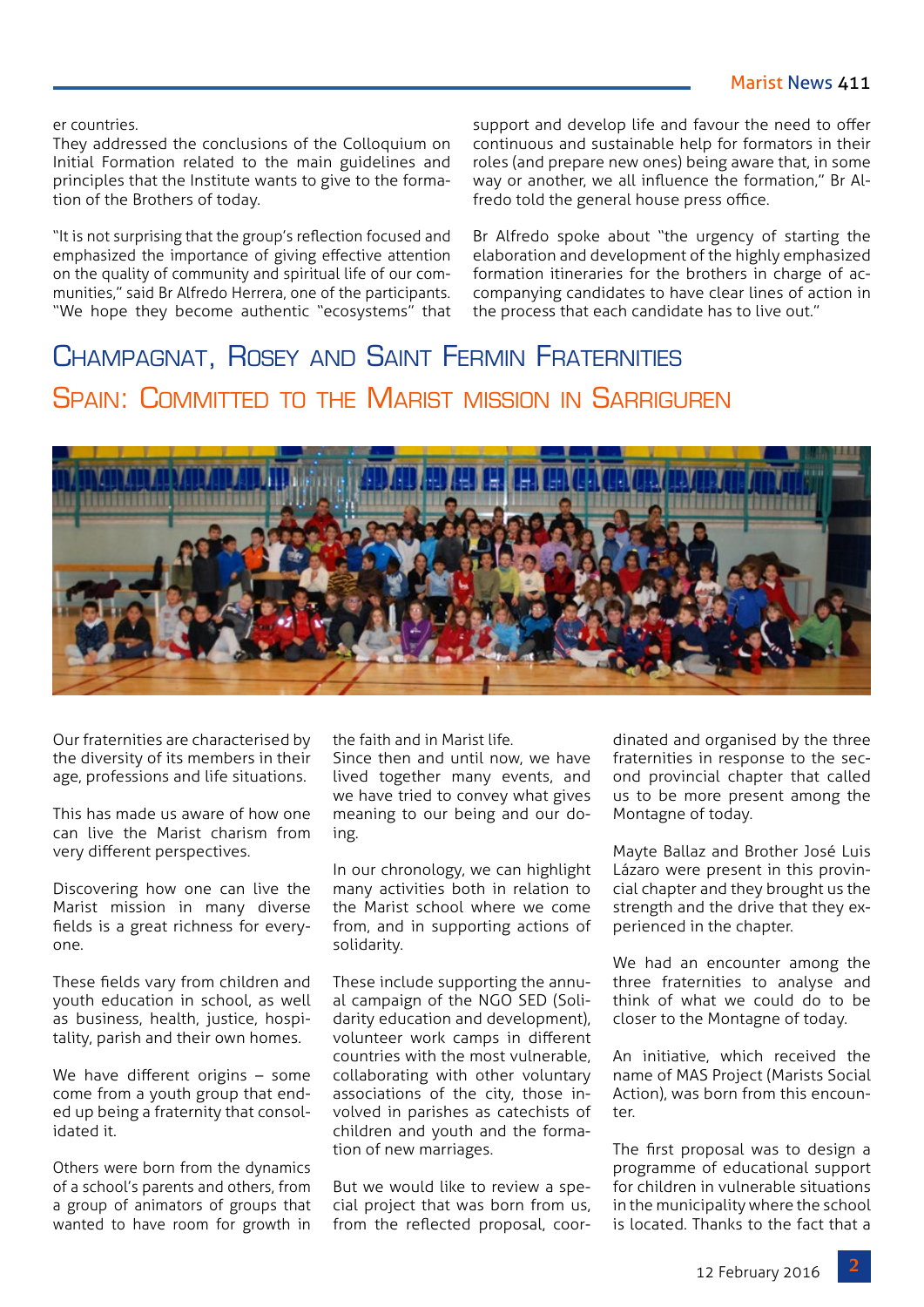er countries.

They addressed the conclusions of the Colloquium on Initial Formation related to the main guidelines and principles that the Institute wants to give to the formation of the Brothers of today.

"It is not surprising that the group's reflection focused and emphasized the importance of giving effective attention on the quality of community and spiritual life of our communities," said Br Alfredo Herrera, one of the participants. "We hope they become authentic "ecosystems" that support and develop life and favour the need to offer continuous and sustainable help for formators in their roles (and prepare new ones) being aware that, in some way or another, we all influence the formation," Br Alfredo told the general house press office.

Br Alfredo spoke about "the urgency of starting the elaboration and development of the highly emphasized formation itineraries for the brothers in charge of accompanying candidates to have clear lines of action in the process that each candidate has to live out."

## Champagnat, Rosey and Saint Fermin Fraternities

## Spain: Committed to the Marist mission in Sarriguren

Our fraternities are characterised by the diversity of its members in their age, professions and life situations.

This has made us aware of how one can live the Marist charism from very different perspectives.

Discovering how one can live the Marist mission in many diverse fields is a great richness for everyone.

These fields vary from children and youth education in school, as well as business, health, justice, hospitality, parish and their own homes.

We have different origins – some come from a youth group that ended up being a fraternity that consolidated it.

Others were born from the dynamics of a school's parents and others, from a group of animators of groups that wanted to have room for growth in the faith and in Marist life.

Since then and until now, we have lived together many events, and we have tried to convey what gives meaning to our being and our doing.

In our chronology, we can highlight many activities both in relation to the Marist school where we come from, and in supporting actions of solidarity.

These include supporting the annual campaign of the NGO SED (Solidarity education and development), volunteer work camps in different countries with the most vulnerable, collaborating with other voluntary associations of the city, those involved in parishes as catechists of children and youth and the formation of new marriages.

But we would like to review a special project that was born from us, from the reflected proposal, coordinated and organised by the three fraternities in response to the second provincial chapter that called us to be more present among the Montagne of today.

Mayte Ballaz and Brother José Luis Lázaro were present in this provincial chapter and they brought us the strength and the drive that they experienced in the chapter.

We had an encounter among the three fraternities to analyse and think of what we could do to be closer to the Montagne of today.

An initiative, which received the name of MAS Project (Marists Social Action), was born from this encounter.

The first proposal was to design a programme of educational support for children in vulnerable situations in the municipality where the school is located. Thanks to the fact that a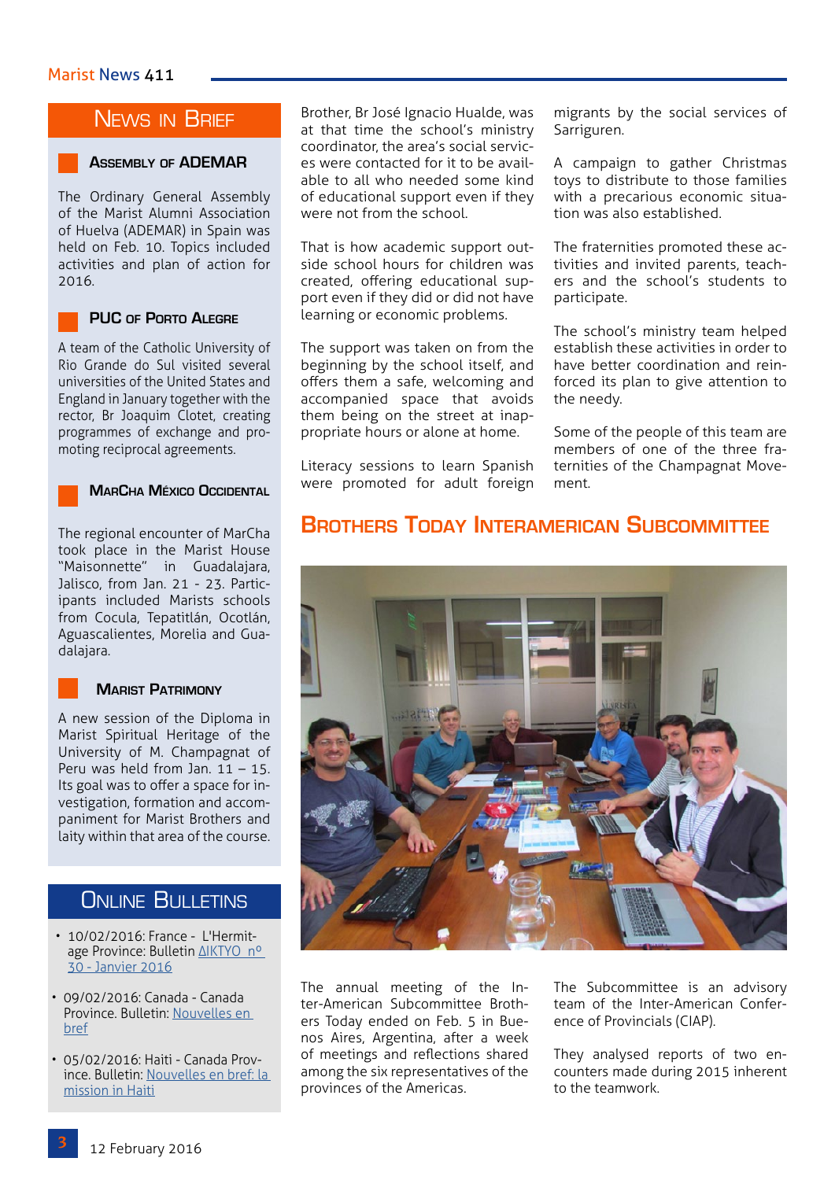## News in Brief

### Assembly of ADEMAR

The Ordinary General Assembly of the Marist Alumni Association of Huelva (ADEMAR) in Spain was held on Feb. 10. Topics included activities and plan of action for 2016.

### PUC of Porto Alegre

A team of the Catholic University of Rio Grande do Sul visited several universities of the United States and England in January together with the rector, Br Joaquim Clotet, creating programmes of exchange and promoting reciprocal agreements.

### MarCha México Occidental

The regional encounter of MarCha took place in the Marist House "Maisonnette" in Guadalajara, Jalisco, from Jan. 21 - 23. Participants included Marists schools from Cocula, Tepatitlán, Ocotlán, Aguascalientes, Morelia and Guadalajara.

### Marist Patrimony

A new session of the Diploma in Marist Spiritual Heritage of the University of M. Champagnat of Peru was held from Jan. 11 – 15. Its goal was to offer a space for investigation, formation and accompaniment for Marist Brothers and laity within that area of the course.

## Online Bulletins

- 10/02/2016: France - L'Hermitage Province: Bulletin ΔIKTYO nº 30 - Janvier 2016
- 09/02/2016: Canada - Canada Province. Bulletin: Nouvelles en bref
- 05/02/2016: Haiti - Canada Province. Bulletin: Nouvelles en bref: la mission in Haiti

Brother, Br José Ignacio Hualde, was at that time the school's ministry coordinator, the area's social services were contacted for it to be available to all who needed some kind of educational support even if they were not from the school.

That is how academic support outside school hours for children was created, offering educational support even if they did or did not have learning or economic problems.

The support was taken on from the beginning by the school itself, and offers them a safe, welcoming and accompanied space that avoids them being on the street at inappropriate hours or alone at home.

Literacy sessions to learn Spanish were promoted for adult foreign migrants by the social services of Sarriguren.

A campaign to gather Christmas toys to distribute to those families with a precarious economic situation was also established.

The fraternities promoted these activities and invited parents, teachers and the school's students to participate.

The school's ministry team helped establish these activities in order to have better coordination and reinforced its plan to give attention to the needy.

Some of the people of this team are members of one of the three fraternities of the Champagnat Movement.

## Brothers Today Interamerican Subcommittee

The annual meeting of the Inter-American Subcommittee Brothers Today ended on Feb. 5 in Buenos Aires, Argentina, after a week of meetings and reflections shared among the six representatives of the provinces of the Americas.

The Subcommittee is an advisory team of the Inter-American Conference of Provincials (CIAP).

They analysed reports of two encounters made during 2015 inherent to the teamwork.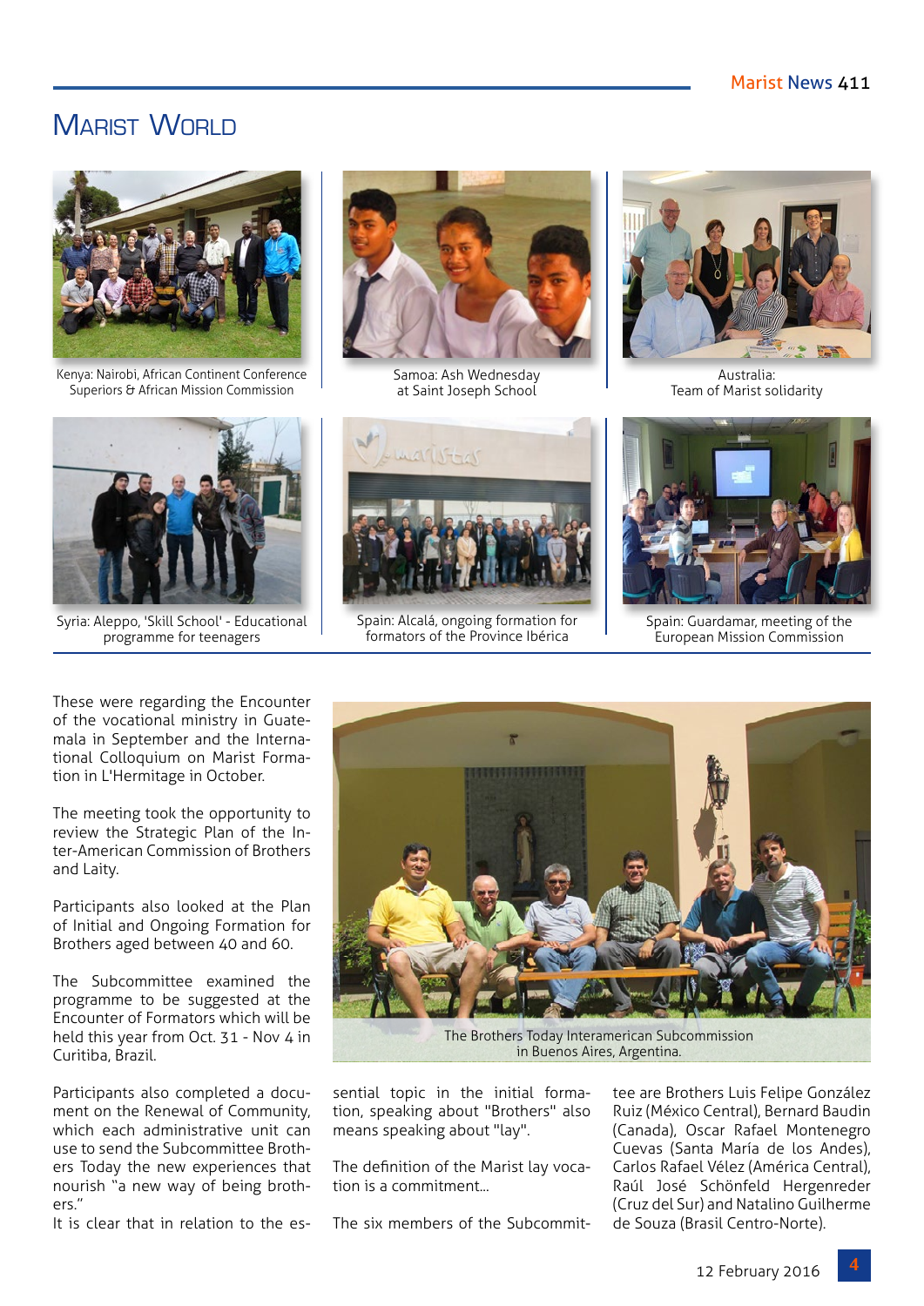# Marist World

Kenya: Nairobi, African Continent Conference Superiors & African Mission Commission

Samoa: Ash Wednesday at Saint Joseph School

Australia: Team of Marist solidarity

Syria: Aleppo, 'Skill School' - Educational programme for teenagers

Spain: Alcalá, ongoing formation for formators of the Province Ibérica

Spain: Guardamar, meeting of the European Mission Commission

These were regarding the Encounter of the vocational ministry in Guatemala in September and the International Colloquium on Marist Formation in L'Hermitage in October.

The meeting took the opportunity to review the Strategic Plan of the Inter-American Commission of Brothers and Laity.

Participants also looked at the Plan of Initial and Ongoing Formation for Brothers aged between 40 and 60.

The Subcommittee examined the programme to be suggested at the Encounter of Formators which will be held this year from Oct. 31 - Nov 4 in Curitiba, Brazil.

Participants also completed a document on the Renewal of Community, which each administrative unit can use to send the Subcommittee Brothers Today the new experiences that nourish "a new way of being brothers."

It is clear that in relation to the essential topic in the initial formation, speaking about "Brothers" also means speaking about "lay".

The definition of the Marist lay vocation is a commitment...

The six members of the Subcommittee are Brothers Luis Felipe González Ruiz (México Central), Bernard Baudin (Canada), Oscar Rafael Montenegro Cuevas (Santa María de los Andes), Carlos Rafael Vélez (América Central), Raúl José Schönfeld Hergenreder (Cruz del Sur) and Natalino Guilherme de Souza (Brasil Centro-Norte).

The Brothers Today Interamerican Subcommission in Buenos Aires, Argentina.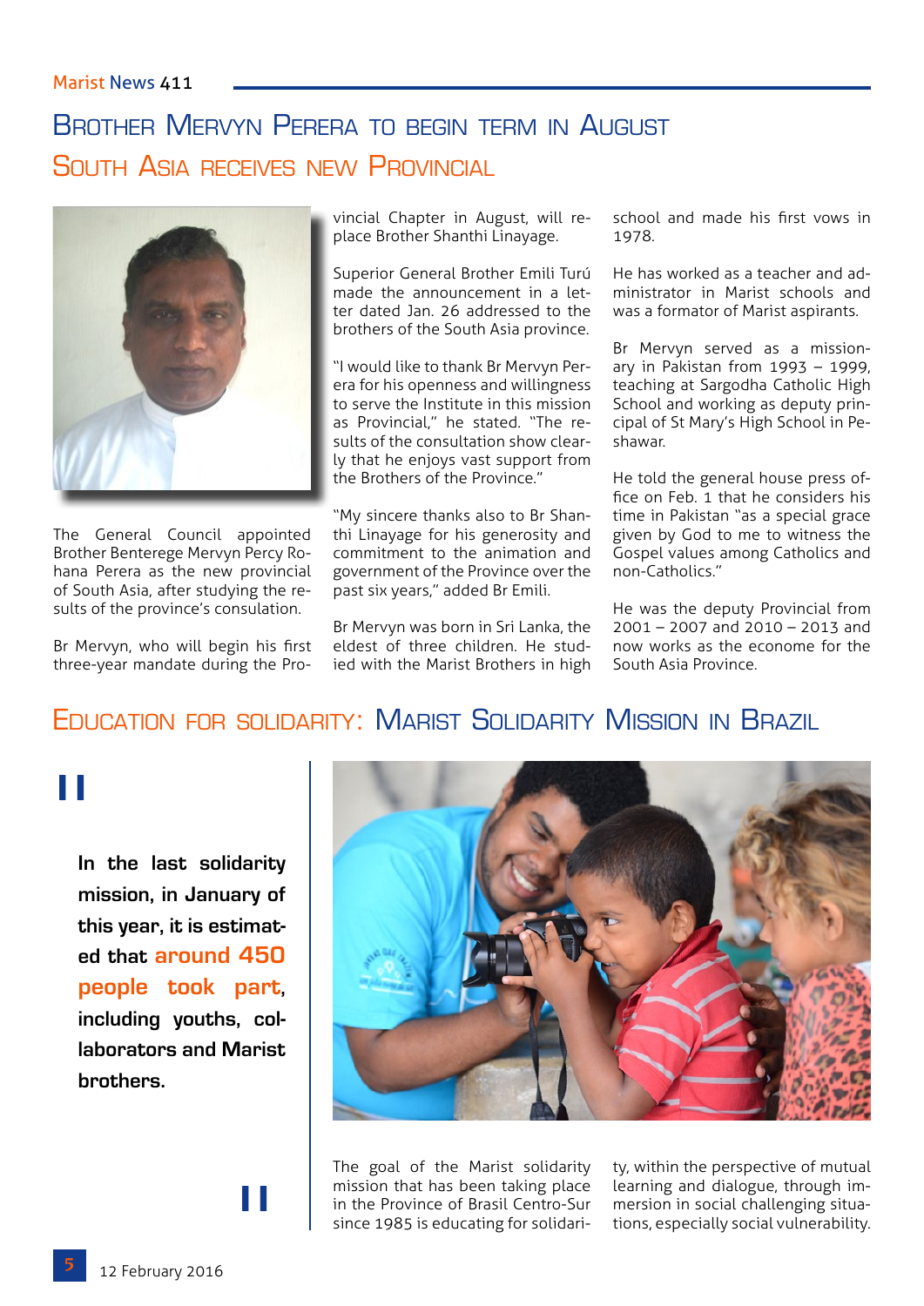# Brother Mervyn Perera to begin term in August

## South Asia receives new Provincial

The General Council appointed Brother Benterege Mervyn Percy Rohana Perera as the new provincial of South Asia, after studying the results of the province's consulation.

Br Mervyn, who will begin his first three-year mandate during the Provincial Chapter in August, will replace Brother Shanthi Linayage.

Superior General Brother Emili Turú made the announcement in a letter dated Jan. 26 addressed to the brothers of the South Asia province.

"I would like to thank Br Mervyn Perera for his openness and willingness to serve the Institute in this mission as Provincial," he stated. "The results of the consultation show clearly that he enjoys vast support from the Brothers of the Province."

"My sincere thanks also to Br Shanthi Linayage for his generosity and commitment to the animation and government of the Province over the past six years," added Br Emili.

Br Mervyn was born in Sri Lanka, the eldest of three children. He studied with the Marist Brothers in high school and made his first vows in 1978.

He has worked as a teacher and administrator in Marist schools and was a formator of Marist aspirants.

Br Mervyn served as a missionary in Pakistan from 1993 – 1999, teaching at Sargodha Catholic High School and working as deputy principal of St Mary's High School in Peshawar.

He told the general house press office on Feb. 1 that he considers his time in Pakistan "as a special grace given by God to me to witness the Gospel values among Catholics and non-Catholics."

He was the deputy Provincial from 2001 – 2007 and 2010 – 2013 and now works as the econome for the South Asia Province.

# Education for solidarity: Marist Solidarity Mission in Brazil

> **In the last solidarity mission, in January of this year, it is estimated that around 450 people took part, including youths, collaborators and Marist brothers.**

The goal of the Marist solidarity mission that has been taking place in the Province of Brasil Centro-Sur since 1985 is educating for solidarity, within the perspective of mutual learning and dialogue, through immersion in social challenging situations, especially social vulnerability.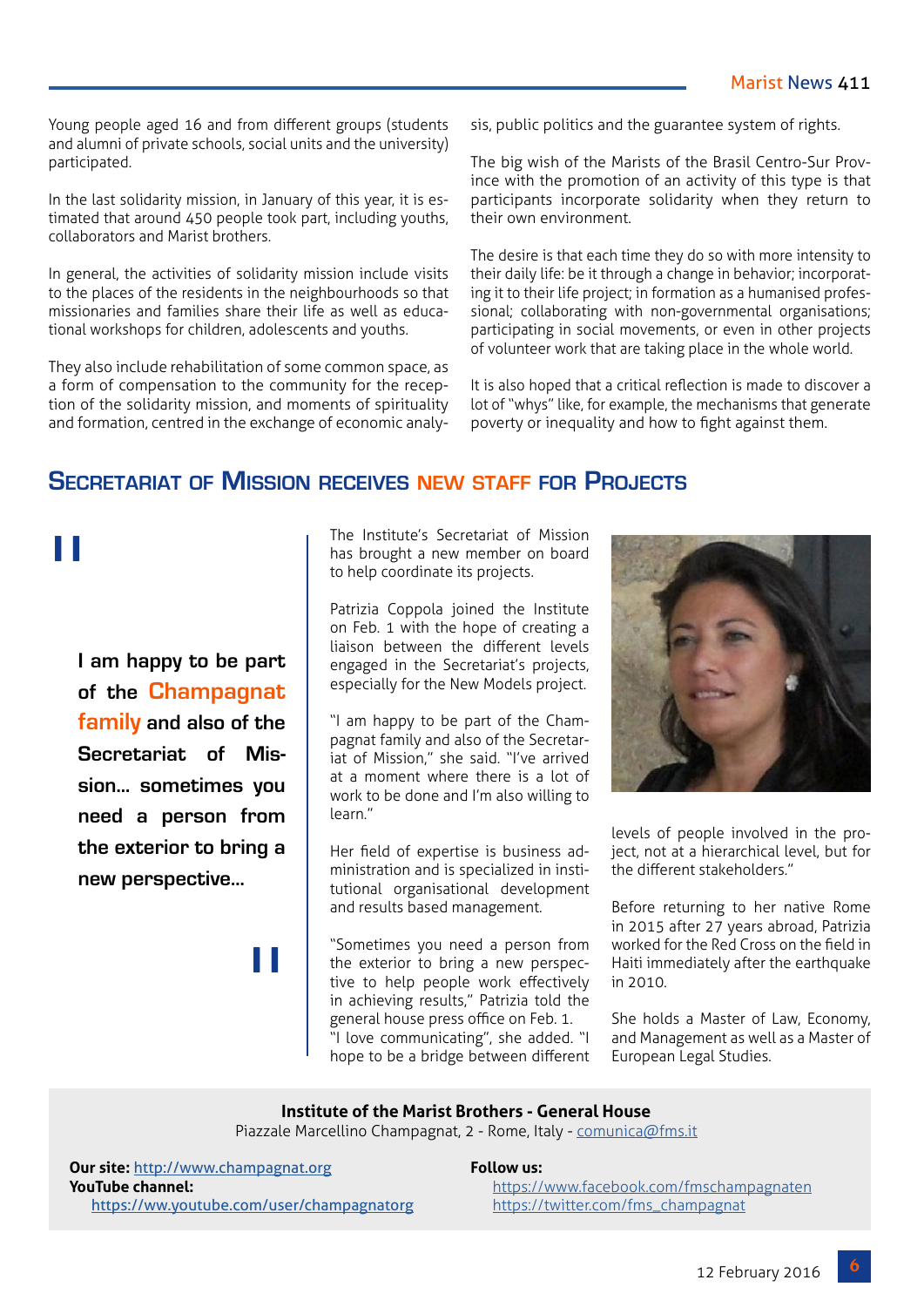Young people aged 16 and from different groups (students and alumni of private schools, social units and the university) participated.

In the last solidarity mission, in January of this year, it is estimated that around 450 people took part, including youths, collaborators and Marist brothers.

In general, the activities of solidarity mission include visits to the places of the residents in the neighbourhoods so that missionaries and families share their life as well as educational workshops for children, adolescents and youths.

They also include rehabilitation of some common space, as a form of compensation to the community for the reception of the solidarity mission, and moments of spirituality and formation, centred in the exchange of economic analysis, public politics and the guarantee system of rights.

The big wish of the Marists of the Brasil Centro-Sur Province with the promotion of an activity of this type is that participants incorporate solidarity when they return to their own environment.

The desire is that each time they do so with more intensity to their daily life: be it through a change in behavior; incorporating it to their life project; in formation as a humanised professional; collaborating with non-governmental organisations; participating in social movements, or even in other projects of volunteer work that are taking place in the whole world.

It is also hoped that a critical reflection is made to discover a lot of "whys" like, for example, the mechanisms that generate poverty or inequality and how to fight against them.

## Secretariat of Mission receives new staff for Projects

> **I am happy to be part of the Champagnat family and also of the Secretariat of Mission... sometimes you need a person from the exterior to bring a new perspective...**

The Institute's Secretariat of Mission has brought a new member on board to help coordinate its projects.

Patrizia Coppola joined the Institute on Feb. 1 with the hope of creating a liaison between the different levels engaged in the Secretariat's projects, especially for the New Models project.

"I am happy to be part of the Champagnat family and also of the Secretariat of Mission," she said. "I've arrived at a moment where there is a lot of work to be done and I'm also willing to learn."

Her field of expertise is business administration and is specialized in institutional organisational development and results based management.

"Sometimes you need a person from the exterior to bring a new perspective to help people work effectively in achieving results," Patrizia told the general house press office on Feb. 1.
"I love communicating", she added. "I hope to be a bridge between different levels of people involved in the project, not at a hierarchical level, but for the different stakeholders."

Before returning to her native Rome in 2015 after 27 years abroad, Patrizia worked for the Red Cross on the field in Haiti immediately after the earthquake in 2010.

She holds a Master of Law, Economy, and Management as well as a Master of European Legal Studies.

**Institute of the Marist Brothers - General House**
Piazzale Marcellino Champagnat, 2 - Rome, Italy - comunica@fms.it

**Our site:** http://www.champagnat.org
**YouTube channel:**
https://ww.youtube.com/user/champagnatorg

**Follow us:**
https://www.facebook.com/fmschampagnaten
https://twitter.com/fms_champagnat

12 February 2016